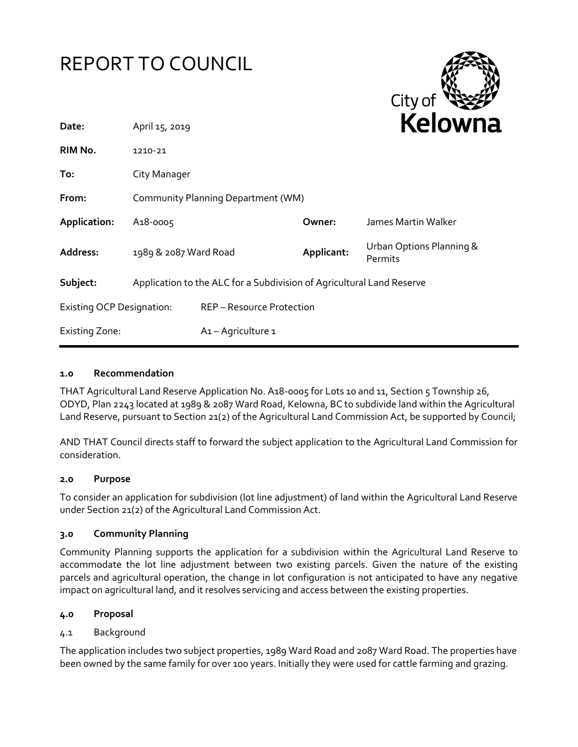# REPORT TO COUNCIL

City of Kelowna

| | | | |
|---|---|---|---|
| **Date:** | April 15, 2019 | | |
| **RIM No.** | 1210-21 | | |
| **To:** | City Manager | | |
| **From:** | Community Planning Department (WM) | | |
| **Application:** | A18-0005 | **Owner:** | James Martin Walker |
| **Address:** | 1989 & 2087 Ward Road | **Applicant:** | Urban Options Planning & Permits |
| **Subject:** | Application to the ALC for a Subdivision of Agricultural Land Reserve | | |
| Existing OCP Designation: | REP – Resource Protection | | |
| Existing Zone: | A1 – Agriculture 1 | | |

## 1.0 Recommendation

THAT Agricultural Land Reserve Application No. A18-0005 for Lots 10 and 11, Section 5 Township 26, ODYD, Plan 2243 located at 1989 & 2087 Ward Road, Kelowna, BC to subdivide land within the Agricultural Land Reserve, pursuant to Section 21(2) of the Agricultural Land Commission Act, be supported by Council;

AND THAT Council directs staff to forward the subject application to the Agricultural Land Commission for consideration.

## 2.0 Purpose

To consider an application for subdivision (lot line adjustment) of land within the Agricultural Land Reserve under Section 21(2) of the Agricultural Land Commission Act.

## 3.0 Community Planning

Community Planning supports the application for a subdivision within the Agricultural Land Reserve to accommodate the lot line adjustment between two existing parcels. Given the nature of the existing parcels and agricultural operation, the change in lot configuration is not anticipated to have any negative impact on agricultural land, and it resolves servicing and access between the existing properties.

## 4.0 Proposal

### 4.1 Background

The application includes two subject properties, 1989 Ward Road and 2087 Ward Road. The properties have been owned by the same family for over 100 years. Initially they were used for cattle farming and grazing.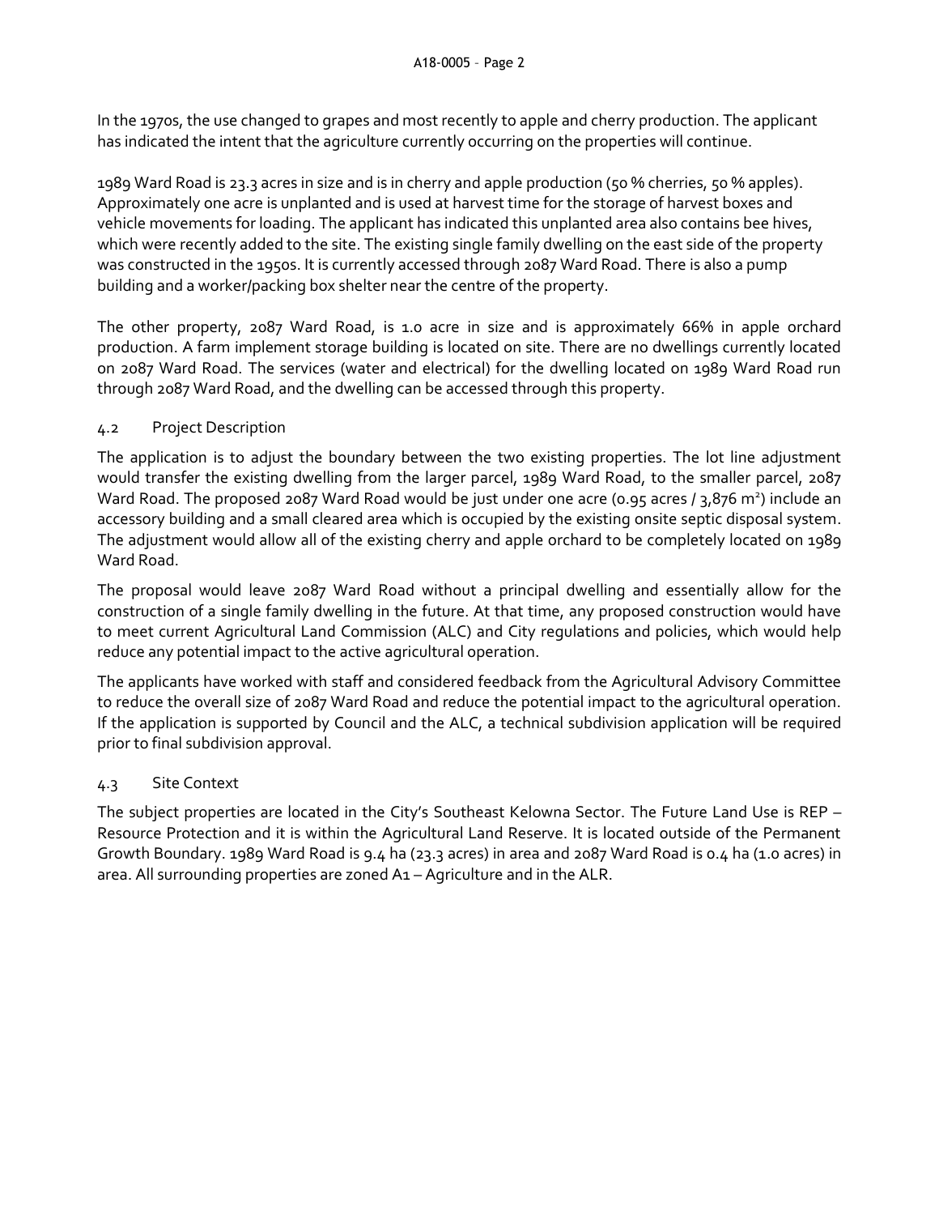In the 1970s, the use changed to grapes and most recently to apple and cherry production. The applicant has indicated the intent that the agriculture currently occurring on the properties will continue.

1989 Ward Road is 23.3 acres in size and is in cherry and apple production (50 % cherries, 50 % apples). Approximately one acre is unplanted and is used at harvest time for the storage of harvest boxes and vehicle movements for loading. The applicant has indicated this unplanted area also contains bee hives, which were recently added to the site. The existing single family dwelling on the east side of the property was constructed in the 1950s. It is currently accessed through 2087 Ward Road. There is also a pump building and a worker/packing box shelter near the centre of the property.

The other property, 2087 Ward Road, is 1.0 acre in size and is approximately 66% in apple orchard production. A farm implement storage building is located on site. There are no dwellings currently located on 2087 Ward Road. The services (water and electrical) for the dwelling located on 1989 Ward Road run through 2087 Ward Road, and the dwelling can be accessed through this property.

### 4.2 Project Description

The application is to adjust the boundary between the two existing properties. The lot line adjustment would transfer the existing dwelling from the larger parcel, 1989 Ward Road, to the smaller parcel, 2087 Ward Road. The proposed 2087 Ward Road would be just under one acre (0.95 acres / 3,876 m²) include an accessory building and a small cleared area which is occupied by the existing onsite septic disposal system. The adjustment would allow all of the existing cherry and apple orchard to be completely located on 1989 Ward Road.

The proposal would leave 2087 Ward Road without a principal dwelling and essentially allow for the construction of a single family dwelling in the future. At that time, any proposed construction would have to meet current Agricultural Land Commission (ALC) and City regulations and policies, which would help reduce any potential impact to the active agricultural operation.

The applicants have worked with staff and considered feedback from the Agricultural Advisory Committee to reduce the overall size of 2087 Ward Road and reduce the potential impact to the agricultural operation. If the application is supported by Council and the ALC, a technical subdivision application will be required prior to final subdivision approval.

### 4.3 Site Context

The subject properties are located in the City's Southeast Kelowna Sector. The Future Land Use is REP – Resource Protection and it is within the Agricultural Land Reserve. It is located outside of the Permanent Growth Boundary. 1989 Ward Road is 9.4 ha (23.3 acres) in area and 2087 Ward Road is 0.4 ha (1.0 acres) in area. All surrounding properties are zoned A1 – Agriculture and in the ALR.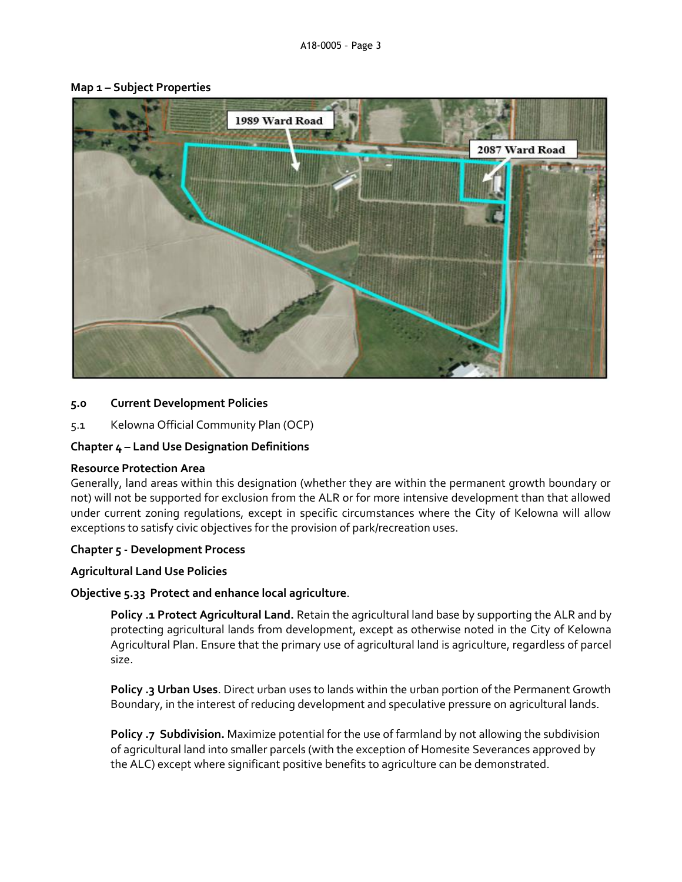**Map 1 – Subject Properties**

## 5.0 Current Development Policies

5.1 Kelowna Official Community Plan (OCP)

**Chapter 4 – Land Use Designation Definitions**

**Resource Protection Area**

Generally, land areas within this designation (whether they are within the permanent growth boundary or not) will not be supported for exclusion from the ALR or for more intensive development than that allowed under current zoning regulations, except in specific circumstances where the City of Kelowna will allow exceptions to satisfy civic objectives for the provision of park/recreation uses.

**Chapter 5 - Development Process**

**Agricultural Land Use Policies**

**Objective 5.33 Protect and enhance local agriculture**.

> **Policy .1 Protect Agricultural Land.** Retain the agricultural land base by supporting the ALR and by protecting agricultural lands from development, except as otherwise noted in the City of Kelowna Agricultural Plan. Ensure that the primary use of agricultural land is agriculture, regardless of parcel size.
>
> **Policy .3 Urban Uses**. Direct urban uses to lands within the urban portion of the Permanent Growth Boundary, in the interest of reducing development and speculative pressure on agricultural lands.
>
> **Policy .7 Subdivision.** Maximize potential for the use of farmland by not allowing the subdivision of agricultural land into smaller parcels (with the exception of Homesite Severances approved by the ALC) except where significant positive benefits to agriculture can be demonstrated.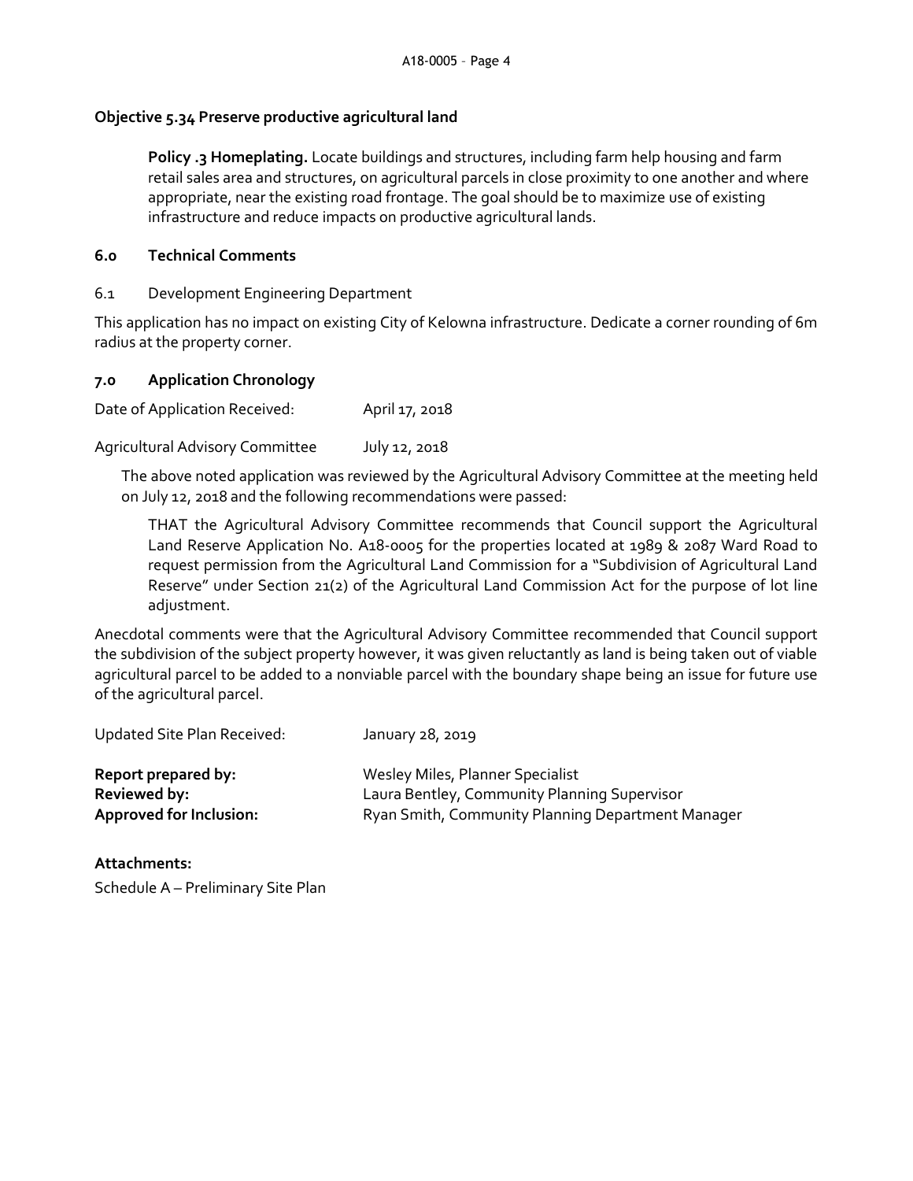**Objective 5.34 Preserve productive agricultural land**

> **Policy .3 Homeplating.** Locate buildings and structures, including farm help housing and farm retail sales area and structures, on agricultural parcels in close proximity to one another and where appropriate, near the existing road frontage. The goal should be to maximize use of existing infrastructure and reduce impacts on productive agricultural lands.

## 6.0 Technical Comments

6.1 Development Engineering Department

This application has no impact on existing City of Kelowna infrastructure. Dedicate a corner rounding of 6m radius at the property corner.

## 7.0 Application Chronology

Date of Application Received: April 17, 2018

Agricultural Advisory Committee July 12, 2018

The above noted application was reviewed by the Agricultural Advisory Committee at the meeting held on July 12, 2018 and the following recommendations were passed:

> THAT the Agricultural Advisory Committee recommends that Council support the Agricultural Land Reserve Application No. A18-0005 for the properties located at 1989 & 2087 Ward Road to request permission from the Agricultural Land Commission for a "Subdivision of Agricultural Land Reserve" under Section 21(2) of the Agricultural Land Commission Act for the purpose of lot line adjustment.

Anecdotal comments were that the Agricultural Advisory Committee recommended that Council support the subdivision of the subject property however, it was given reluctantly as land is being taken out of viable agricultural parcel to be added to a nonviable parcel with the boundary shape being an issue for future use of the agricultural parcel.

Updated Site Plan Received: January 28, 2019

**Report prepared by:** Wesley Miles, Planner Specialist
**Reviewed by:** Laura Bentley, Community Planning Supervisor
**Approved for Inclusion:** Ryan Smith, Community Planning Department Manager

**Attachments:**

Schedule A – Preliminary Site Plan